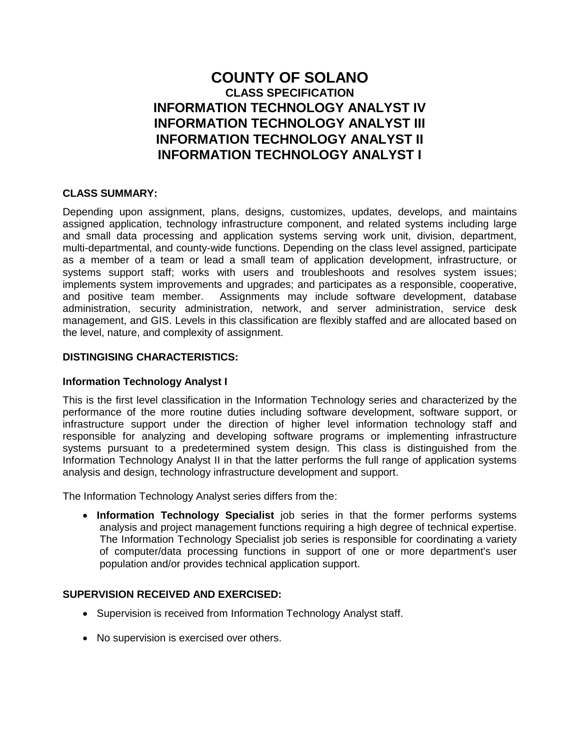# COUNTY OF SOLANO

## CLASS SPECIFICATION

## INFORMATION TECHNOLOGY ANALYST IV
## INFORMATION TECHNOLOGY ANALYST III
## INFORMATION TECHNOLOGY ANALYST II
## INFORMATION TECHNOLOGY ANALYST I

### CLASS SUMMARY:

Depending upon assignment, plans, designs, customizes, updates, develops, and maintains assigned application, technology infrastructure component, and related systems including large and small data processing and application systems serving work unit, division, department, multi-departmental, and county-wide functions. Depending on the class level assigned, participate as a member of a team or lead a small team of application development, infrastructure, or systems support staff; works with users and troubleshoots and resolves system issues; implements system improvements and upgrades; and participates as a responsible, cooperative, and positive team member. Assignments may include software development, database administration, security administration, network, and server administration, service desk management, and GIS. Levels in this classification are flexibly staffed and are allocated based on the level, nature, and complexity of assignment.

### DISTINGISING CHARACTERISTICS:

**Information Technology Analyst I**

This is the first level classification in the Information Technology series and characterized by the performance of the more routine duties including software development, software support, or infrastructure support under the direction of higher level information technology staff and responsible for analyzing and developing software programs or implementing infrastructure systems pursuant to a predetermined system design. This class is distinguished from the Information Technology Analyst II in that the latter performs the full range of application systems analysis and design, technology infrastructure development and support.

The Information Technology Analyst series differs from the:

- **Information Technology Specialist** job series in that the former performs systems analysis and project management functions requiring a high degree of technical expertise. The Information Technology Specialist job series is responsible for coordinating a variety of computer/data processing functions in support of one or more department's user population and/or provides technical application support.

### SUPERVISION RECEIVED AND EXERCISED:

- Supervision is received from Information Technology Analyst staff.
- No supervision is exercised over others.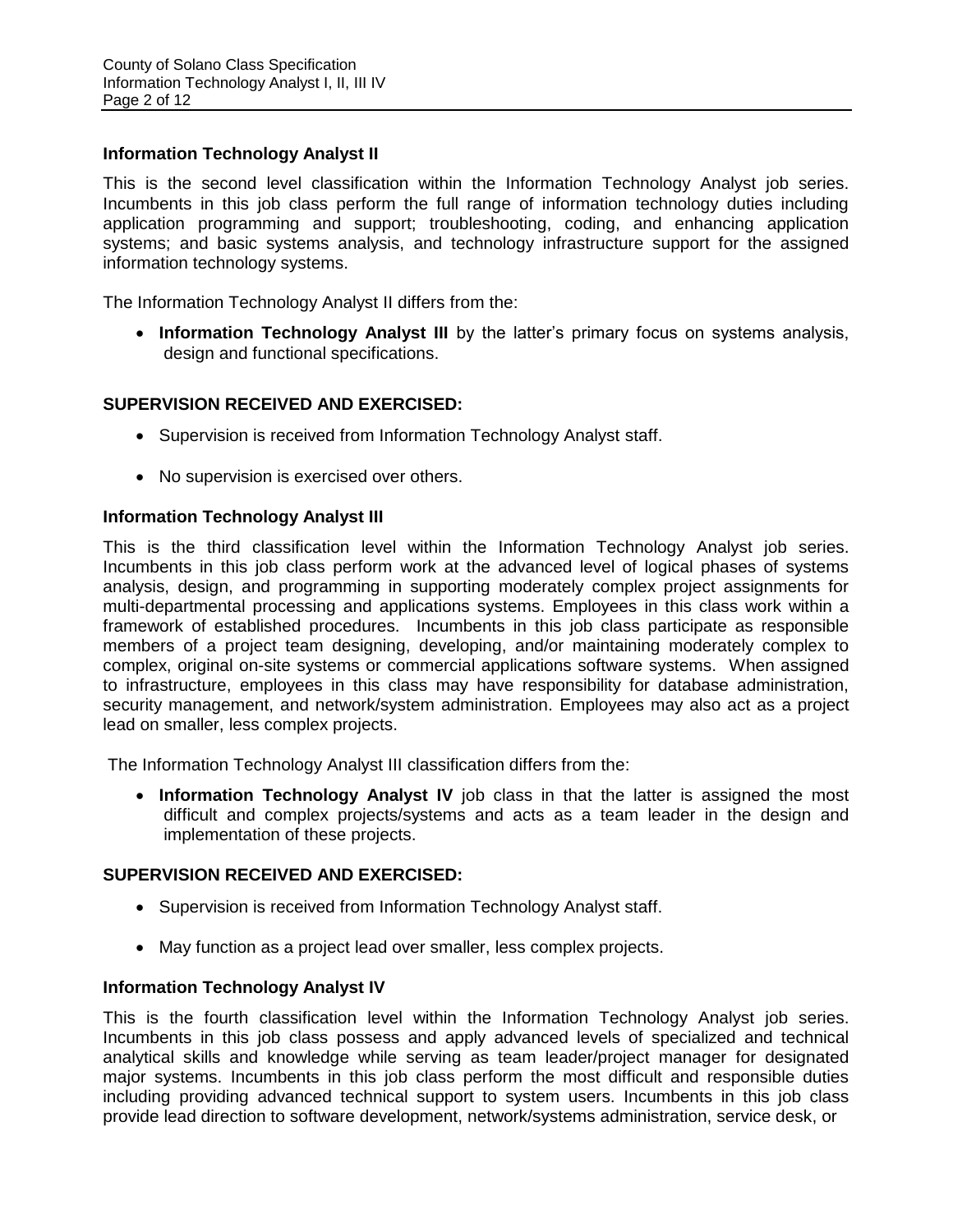**Information Technology Analyst II**

This is the second level classification within the Information Technology Analyst job series. Incumbents in this job class perform the full range of information technology duties including application programming and support; troubleshooting, coding, and enhancing application systems; and basic systems analysis, and technology infrastructure support for the assigned information technology systems.

The Information Technology Analyst II differs from the:

- **Information Technology Analyst III** by the latter's primary focus on systems analysis, design and functional specifications.

**SUPERVISION RECEIVED AND EXERCISED:**

- Supervision is received from Information Technology Analyst staff.
- No supervision is exercised over others.

**Information Technology Analyst III**

This is the third classification level within the Information Technology Analyst job series. Incumbents in this job class perform work at the advanced level of logical phases of systems analysis, design, and programming in supporting moderately complex project assignments for multi-departmental processing and applications systems. Employees in this class work within a framework of established procedures. Incumbents in this job class participate as responsible members of a project team designing, developing, and/or maintaining moderately complex to complex, original on-site systems or commercial applications software systems. When assigned to infrastructure, employees in this class may have responsibility for database administration, security management, and network/system administration. Employees may also act as a project lead on smaller, less complex projects.

The Information Technology Analyst III classification differs from the:

- **Information Technology Analyst IV** job class in that the latter is assigned the most difficult and complex projects/systems and acts as a team leader in the design and implementation of these projects.

**SUPERVISION RECEIVED AND EXERCISED:**

- Supervision is received from Information Technology Analyst staff.
- May function as a project lead over smaller, less complex projects.

**Information Technology Analyst IV**

This is the fourth classification level within the Information Technology Analyst job series. Incumbents in this job class possess and apply advanced levels of specialized and technical analytical skills and knowledge while serving as team leader/project manager for designated major systems. Incumbents in this job class perform the most difficult and responsible duties including providing advanced technical support to system users. Incumbents in this job class provide lead direction to software development, network/systems administration, service desk, or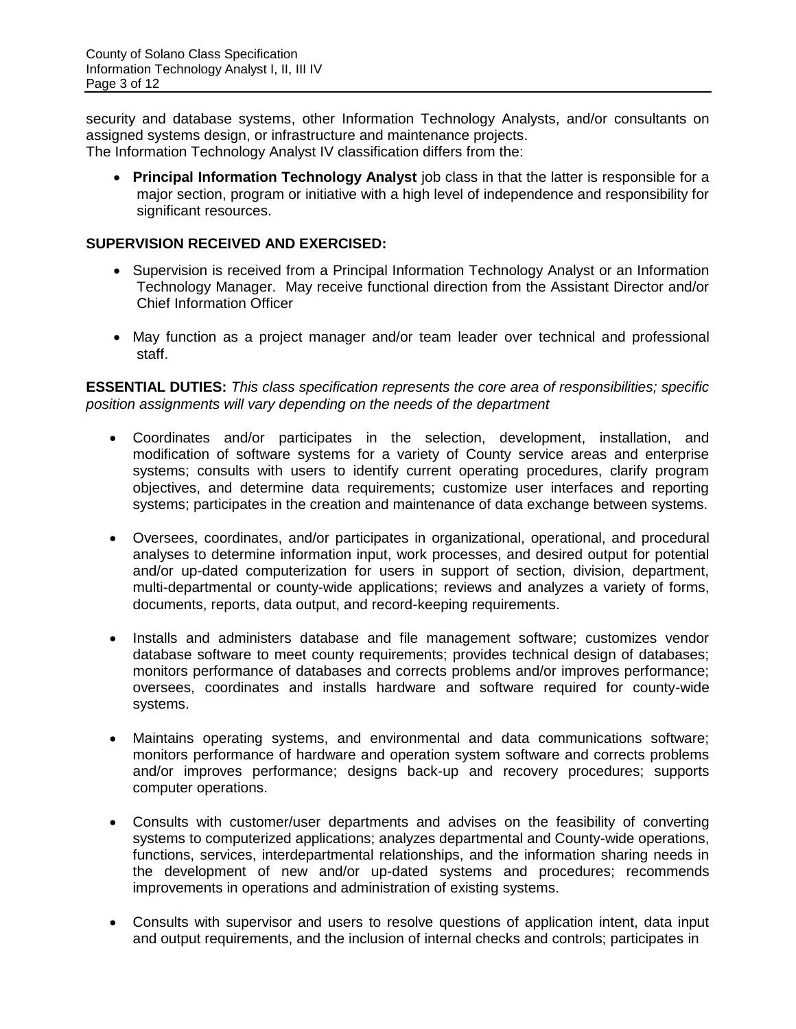security and database systems, other Information Technology Analysts, and/or consultants on assigned systems design, or infrastructure and maintenance projects.
The Information Technology Analyst IV classification differs from the:

- **Principal Information Technology Analyst** job class in that the latter is responsible for a major section, program or initiative with a high level of independence and responsibility for significant resources.

**SUPERVISION RECEIVED AND EXERCISED:**

- Supervision is received from a Principal Information Technology Analyst or an Information Technology Manager. May receive functional direction from the Assistant Director and/or Chief Information Officer

- May function as a project manager and/or team leader over technical and professional staff.

**ESSENTIAL DUTIES:** *This class specification represents the core area of responsibilities; specific position assignments will vary depending on the needs of the department*

- Coordinates and/or participates in the selection, development, installation, and modification of software systems for a variety of County service areas and enterprise systems; consults with users to identify current operating procedures, clarify program objectives, and determine data requirements; customize user interfaces and reporting systems; participates in the creation and maintenance of data exchange between systems.

- Oversees, coordinates, and/or participates in organizational, operational, and procedural analyses to determine information input, work processes, and desired output for potential and/or up-dated computerization for users in support of section, division, department, multi-departmental or county-wide applications; reviews and analyzes a variety of forms, documents, reports, data output, and record-keeping requirements.

- Installs and administers database and file management software; customizes vendor database software to meet county requirements; provides technical design of databases; monitors performance of databases and corrects problems and/or improves performance; oversees, coordinates and installs hardware and software required for county-wide systems.

- Maintains operating systems, and environmental and data communications software; monitors performance of hardware and operation system software and corrects problems and/or improves performance; designs back-up and recovery procedures; supports computer operations.

- Consults with customer/user departments and advises on the feasibility of converting systems to computerized applications; analyzes departmental and County-wide operations, functions, services, interdepartmental relationships, and the information sharing needs in the development of new and/or up-dated systems and procedures; recommends improvements in operations and administration of existing systems.

- Consults with supervisor and users to resolve questions of application intent, data input and output requirements, and the inclusion of internal checks and controls; participates in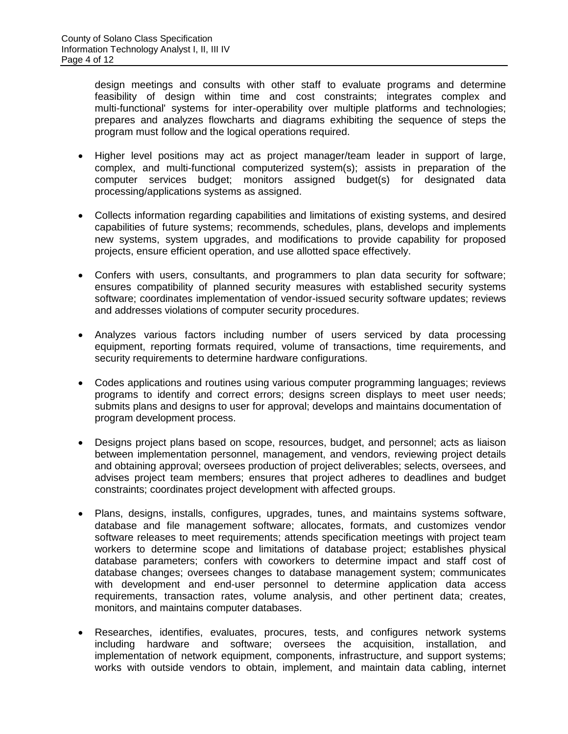design meetings and consults with other staff to evaluate programs and determine feasibility of design within time and cost constraints; integrates complex and multi-functional' systems for inter-operability over multiple platforms and technologies; prepares and analyzes flowcharts and diagrams exhibiting the sequence of steps the program must follow and the logical operations required.

- Higher level positions may act as project manager/team leader in support of large, complex, and multi-functional computerized system(s); assists in preparation of the computer services budget; monitors assigned budget(s) for designated data processing/applications systems as assigned.

- Collects information regarding capabilities and limitations of existing systems, and desired capabilities of future systems; recommends, schedules, plans, develops and implements new systems, system upgrades, and modifications to provide capability for proposed projects, ensure efficient operation, and use allotted space effectively.

- Confers with users, consultants, and programmers to plan data security for software; ensures compatibility of planned security measures with established security systems software; coordinates implementation of vendor-issued security software updates; reviews and addresses violations of computer security procedures.

- Analyzes various factors including number of users serviced by data processing equipment, reporting formats required, volume of transactions, time requirements, and security requirements to determine hardware configurations.

- Codes applications and routines using various computer programming languages; reviews programs to identify and correct errors; designs screen displays to meet user needs; submits plans and designs to user for approval; develops and maintains documentation of program development process.

- Designs project plans based on scope, resources, budget, and personnel; acts as liaison between implementation personnel, management, and vendors, reviewing project details and obtaining approval; oversees production of project deliverables; selects, oversees, and advises project team members; ensures that project adheres to deadlines and budget constraints; coordinates project development with affected groups.

- Plans, designs, installs, configures, upgrades, tunes, and maintains systems software, database and file management software; allocates, formats, and customizes vendor software releases to meet requirements; attends specification meetings with project team workers to determine scope and limitations of database project; establishes physical database parameters; confers with coworkers to determine impact and staff cost of database changes; oversees changes to database management system; communicates with development and end-user personnel to determine application data access requirements, transaction rates, volume analysis, and other pertinent data; creates, monitors, and maintains computer databases.

- Researches, identifies, evaluates, procures, tests, and configures network systems including hardware and software; oversees the acquisition, installation, and implementation of network equipment, components, infrastructure, and support systems; works with outside vendors to obtain, implement, and maintain data cabling, internet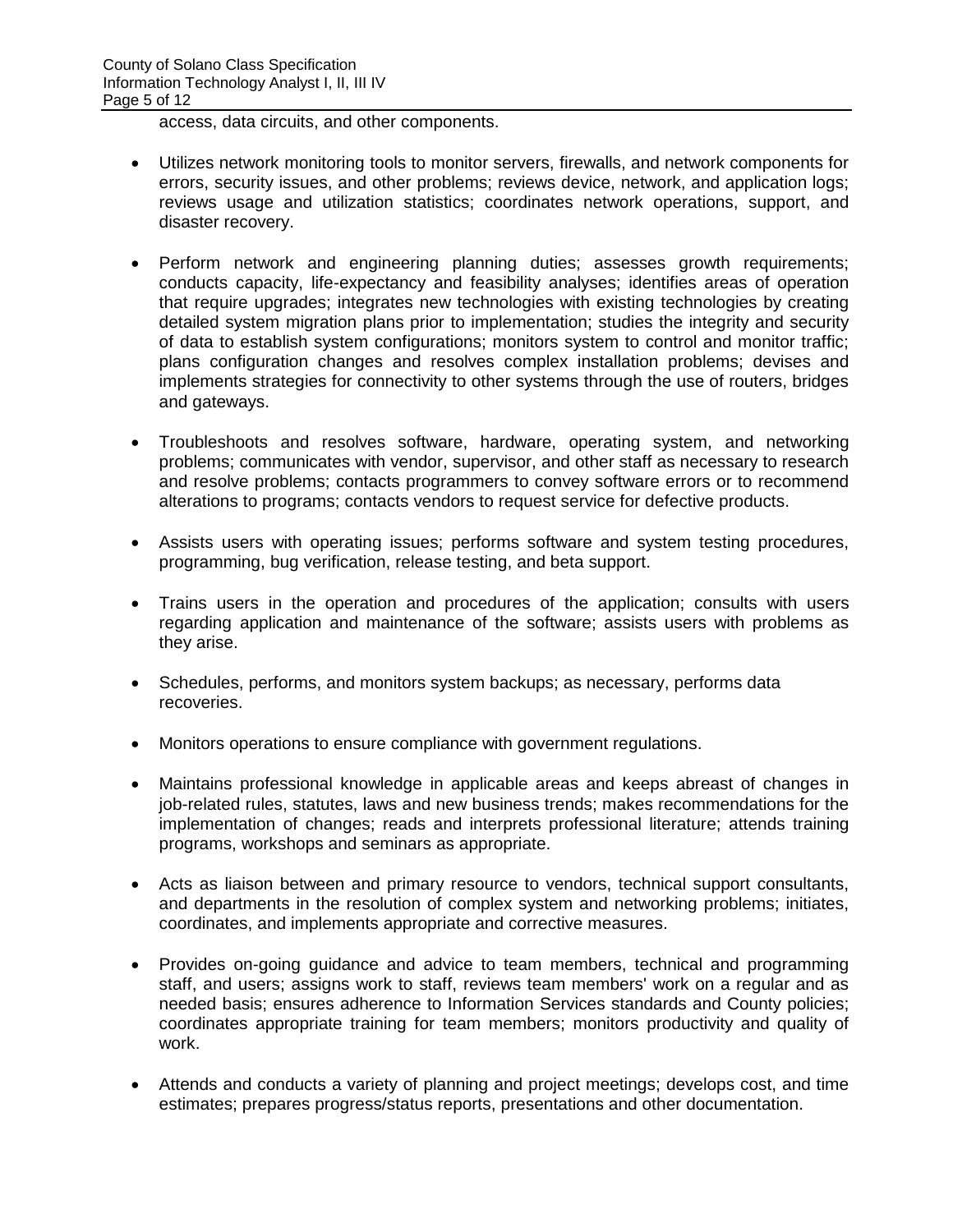access, data circuits, and other components.

- Utilizes network monitoring tools to monitor servers, firewalls, and network components for errors, security issues, and other problems; reviews device, network, and application logs; reviews usage and utilization statistics; coordinates network operations, support, and disaster recovery.

- Perform network and engineering planning duties; assesses growth requirements; conducts capacity, life-expectancy and feasibility analyses; identifies areas of operation that require upgrades; integrates new technologies with existing technologies by creating detailed system migration plans prior to implementation; studies the integrity and security of data to establish system configurations; monitors system to control and monitor traffic; plans configuration changes and resolves complex installation problems; devises and implements strategies for connectivity to other systems through the use of routers, bridges and gateways.

- Troubleshoots and resolves software, hardware, operating system, and networking problems; communicates with vendor, supervisor, and other staff as necessary to research and resolve problems; contacts programmers to convey software errors or to recommend alterations to programs; contacts vendors to request service for defective products.

- Assists users with operating issues; performs software and system testing procedures, programming, bug verification, release testing, and beta support.

- Trains users in the operation and procedures of the application; consults with users regarding application and maintenance of the software; assists users with problems as they arise.

- Schedules, performs, and monitors system backups; as necessary, performs data recoveries.

- Monitors operations to ensure compliance with government regulations.

- Maintains professional knowledge in applicable areas and keeps abreast of changes in job-related rules, statutes, laws and new business trends; makes recommendations for the implementation of changes; reads and interprets professional literature; attends training programs, workshops and seminars as appropriate.

- Acts as liaison between and primary resource to vendors, technical support consultants, and departments in the resolution of complex system and networking problems; initiates, coordinates, and implements appropriate and corrective measures.

- Provides on-going guidance and advice to team members, technical and programming staff, and users; assigns work to staff, reviews team members' work on a regular and as needed basis; ensures adherence to Information Services standards and County policies; coordinates appropriate training for team members; monitors productivity and quality of work.

- Attends and conducts a variety of planning and project meetings; develops cost, and time estimates; prepares progress/status reports, presentations and other documentation.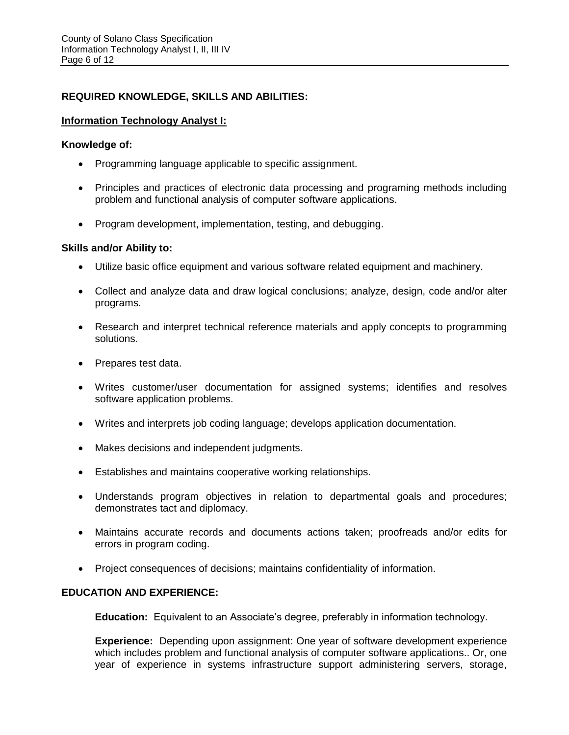## REQUIRED KNOWLEDGE, SKILLS AND ABILITIES:

### Information Technology Analyst I:

**Knowledge of:**

- Programming language applicable to specific assignment.
- Principles and practices of electronic data processing and programing methods including problem and functional analysis of computer software applications.
- Program development, implementation, testing, and debugging.

**Skills and/or Ability to:**

- Utilize basic office equipment and various software related equipment and machinery.
- Collect and analyze data and draw logical conclusions; analyze, design, code and/or alter programs.
- Research and interpret technical reference materials and apply concepts to programming solutions.
- Prepares test data.
- Writes customer/user documentation for assigned systems; identifies and resolves software application problems.
- Writes and interprets job coding language; develops application documentation.
- Makes decisions and independent judgments.
- Establishes and maintains cooperative working relationships.
- Understands program objectives in relation to departmental goals and procedures; demonstrates tact and diplomacy.
- Maintains accurate records and documents actions taken; proofreads and/or edits for errors in program coding.
- Project consequences of decisions; maintains confidentiality of information.

## EDUCATION AND EXPERIENCE:

**Education:** Equivalent to an Associate's degree, preferably in information technology.

**Experience:** Depending upon assignment: One year of software development experience which includes problem and functional analysis of computer software applications.. Or, one year of experience in systems infrastructure support administering servers, storage,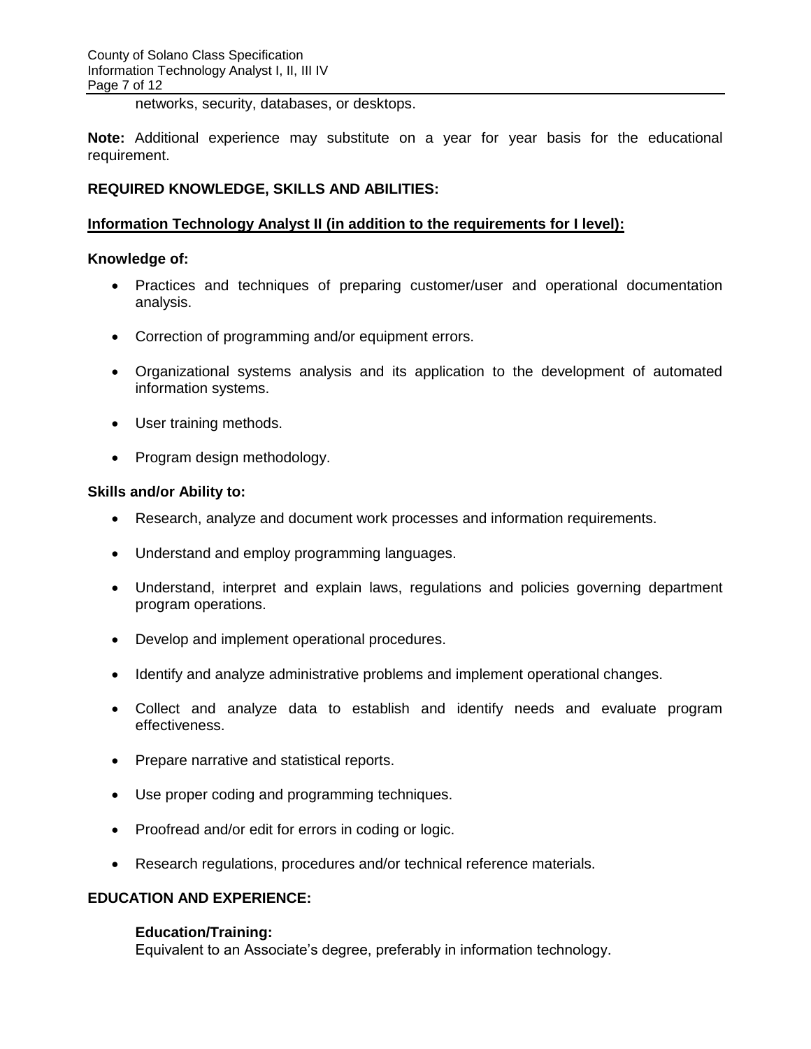networks, security, databases, or desktops.

**Note:** Additional experience may substitute on a year for year basis for the educational requirement.

## REQUIRED KNOWLEDGE, SKILLS AND ABILITIES:

### Information Technology Analyst II (in addition to the requirements for I level):

**Knowledge of:**

- Practices and techniques of preparing customer/user and operational documentation analysis.
- Correction of programming and/or equipment errors.
- Organizational systems analysis and its application to the development of automated information systems.
- User training methods.
- Program design methodology.

**Skills and/or Ability to:**

- Research, analyze and document work processes and information requirements.
- Understand and employ programming languages.
- Understand, interpret and explain laws, regulations and policies governing department program operations.
- Develop and implement operational procedures.
- Identify and analyze administrative problems and implement operational changes.
- Collect and analyze data to establish and identify needs and evaluate program effectiveness.
- Prepare narrative and statistical reports.
- Use proper coding and programming techniques.
- Proofread and/or edit for errors in coding or logic.
- Research regulations, procedures and/or technical reference materials.

## EDUCATION AND EXPERIENCE:

**Education/Training:**
Equivalent to an Associate's degree, preferably in information technology.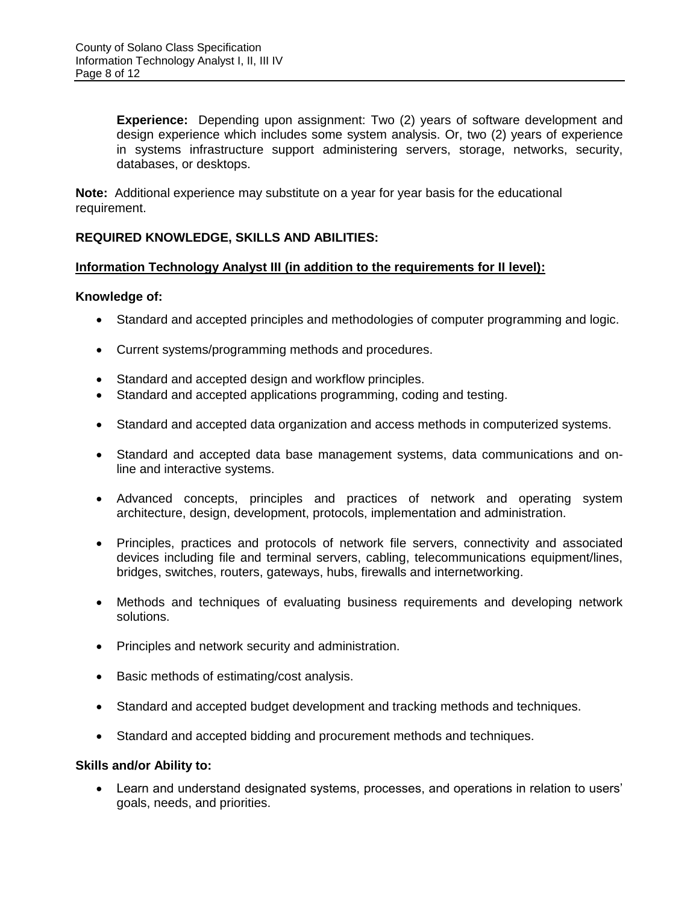**Experience:** Depending upon assignment: Two (2) years of software development and design experience which includes some system analysis. Or, two (2) years of experience in systems infrastructure support administering servers, storage, networks, security, databases, or desktops.

**Note:** Additional experience may substitute on a year for year basis for the educational requirement.

## REQUIRED KNOWLEDGE, SKILLS AND ABILITIES:

### Information Technology Analyst III (in addition to the requirements for II level):

**Knowledge of:**

- Standard and accepted principles and methodologies of computer programming and logic.
- Current systems/programming methods and procedures.
- Standard and accepted design and workflow principles.
- Standard and accepted applications programming, coding and testing.
- Standard and accepted data organization and access methods in computerized systems.
- Standard and accepted data base management systems, data communications and on-line and interactive systems.
- Advanced concepts, principles and practices of network and operating system architecture, design, development, protocols, implementation and administration.
- Principles, practices and protocols of network file servers, connectivity and associated devices including file and terminal servers, cabling, telecommunications equipment/lines, bridges, switches, routers, gateways, hubs, firewalls and internetworking.
- Methods and techniques of evaluating business requirements and developing network solutions.
- Principles and network security and administration.
- Basic methods of estimating/cost analysis.
- Standard and accepted budget development and tracking methods and techniques.
- Standard and accepted bidding and procurement methods and techniques.

**Skills and/or Ability to:**

- Learn and understand designated systems, processes, and operations in relation to users' goals, needs, and priorities.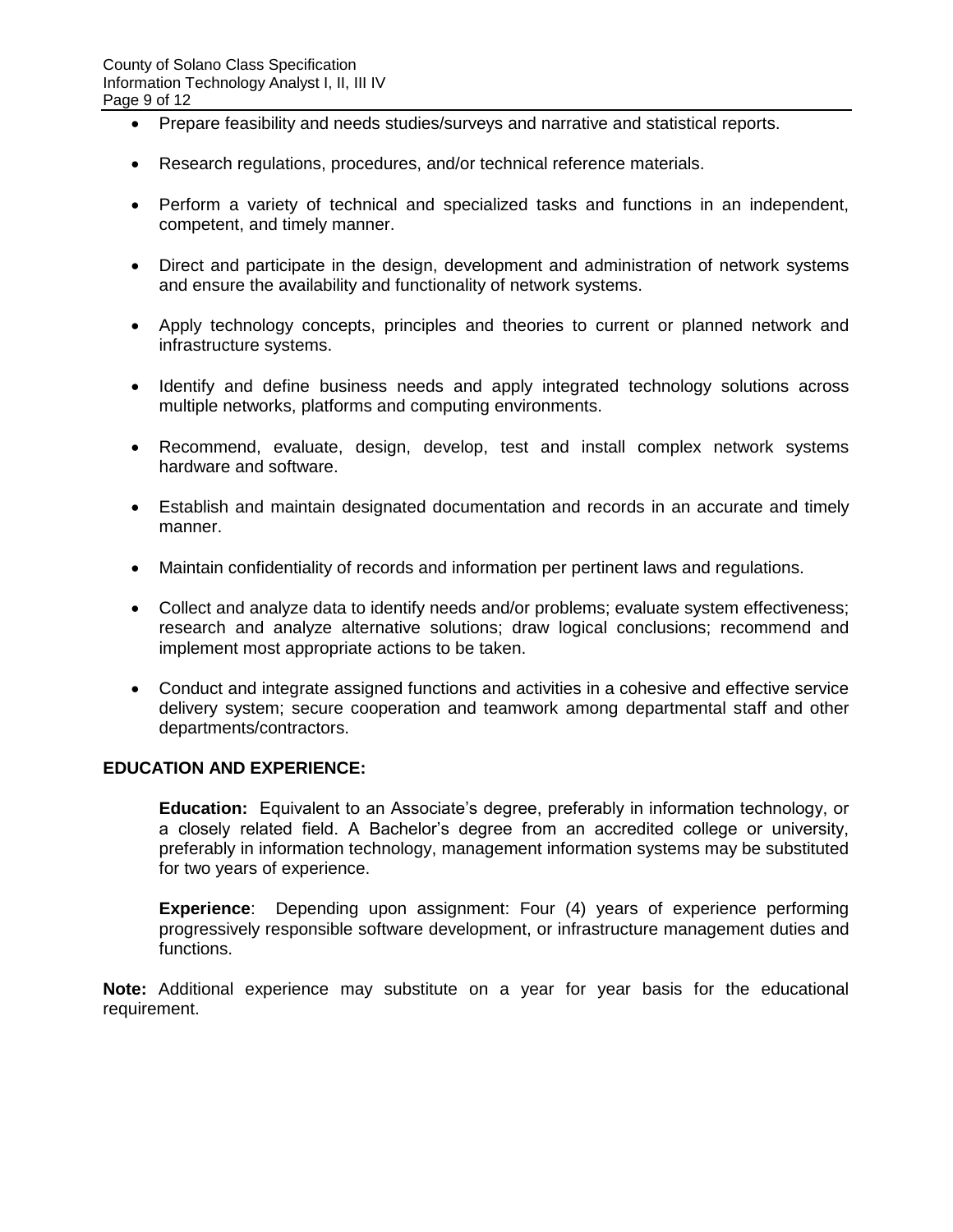- Prepare feasibility and needs studies/surveys and narrative and statistical reports.

- Research regulations, procedures, and/or technical reference materials.

- Perform a variety of technical and specialized tasks and functions in an independent, competent, and timely manner.

- Direct and participate in the design, development and administration of network systems and ensure the availability and functionality of network systems.

- Apply technology concepts, principles and theories to current or planned network and infrastructure systems.

- Identify and define business needs and apply integrated technology solutions across multiple networks, platforms and computing environments.

- Recommend, evaluate, design, develop, test and install complex network systems hardware and software.

- Establish and maintain designated documentation and records in an accurate and timely manner.

- Maintain confidentiality of records and information per pertinent laws and regulations.

- Collect and analyze data to identify needs and/or problems; evaluate system effectiveness; research and analyze alternative solutions; draw logical conclusions; recommend and implement most appropriate actions to be taken.

- Conduct and integrate assigned functions and activities in a cohesive and effective service delivery system; secure cooperation and teamwork among departmental staff and other departments/contractors.

**EDUCATION AND EXPERIENCE:**

**Education:** Equivalent to an Associate's degree, preferably in information technology, or a closely related field. A Bachelor's degree from an accredited college or university, preferably in information technology, management information systems may be substituted for two years of experience.

**Experience**: Depending upon assignment: Four (4) years of experience performing progressively responsible software development, or infrastructure management duties and functions.

**Note:** Additional experience may substitute on a year for year basis for the educational requirement.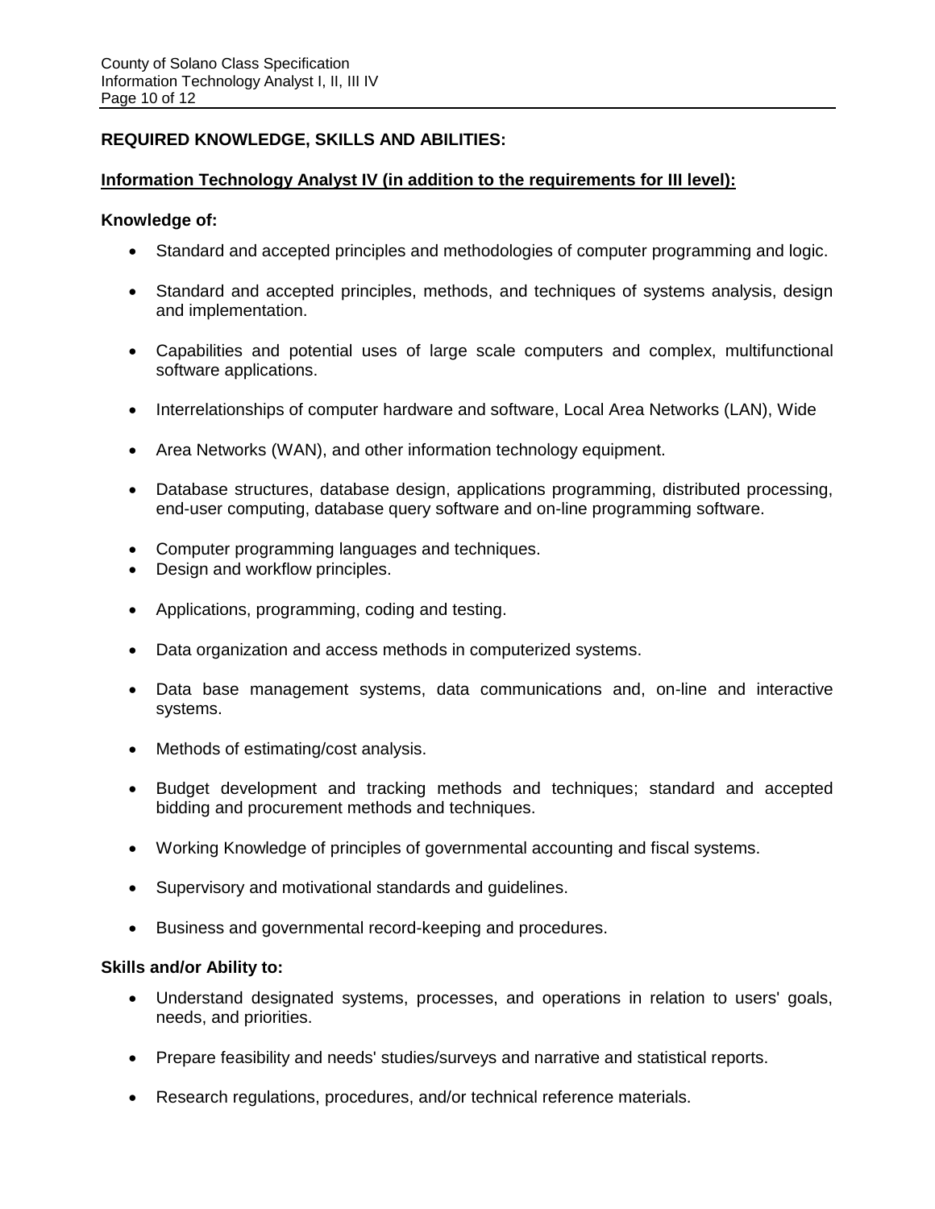**REQUIRED KNOWLEDGE, SKILLS AND ABILITIES:**

**Information Technology Analyst IV (in addition to the requirements for III level):**

**Knowledge of:**

- Standard and accepted principles and methodologies of computer programming and logic.
- Standard and accepted principles, methods, and techniques of systems analysis, design and implementation.
- Capabilities and potential uses of large scale computers and complex, multifunctional software applications.
- Interrelationships of computer hardware and software, Local Area Networks (LAN), Wide
- Area Networks (WAN), and other information technology equipment.
- Database structures, database design, applications programming, distributed processing, end-user computing, database query software and on-line programming software.
- Computer programming languages and techniques.
- Design and workflow principles.
- Applications, programming, coding and testing.
- Data organization and access methods in computerized systems.
- Data base management systems, data communications and, on-line and interactive systems.
- Methods of estimating/cost analysis.
- Budget development and tracking methods and techniques; standard and accepted bidding and procurement methods and techniques.
- Working Knowledge of principles of governmental accounting and fiscal systems.
- Supervisory and motivational standards and guidelines.
- Business and governmental record-keeping and procedures.

**Skills and/or Ability to:**

- Understand designated systems, processes, and operations in relation to users' goals, needs, and priorities.
- Prepare feasibility and needs' studies/surveys and narrative and statistical reports.
- Research regulations, procedures, and/or technical reference materials.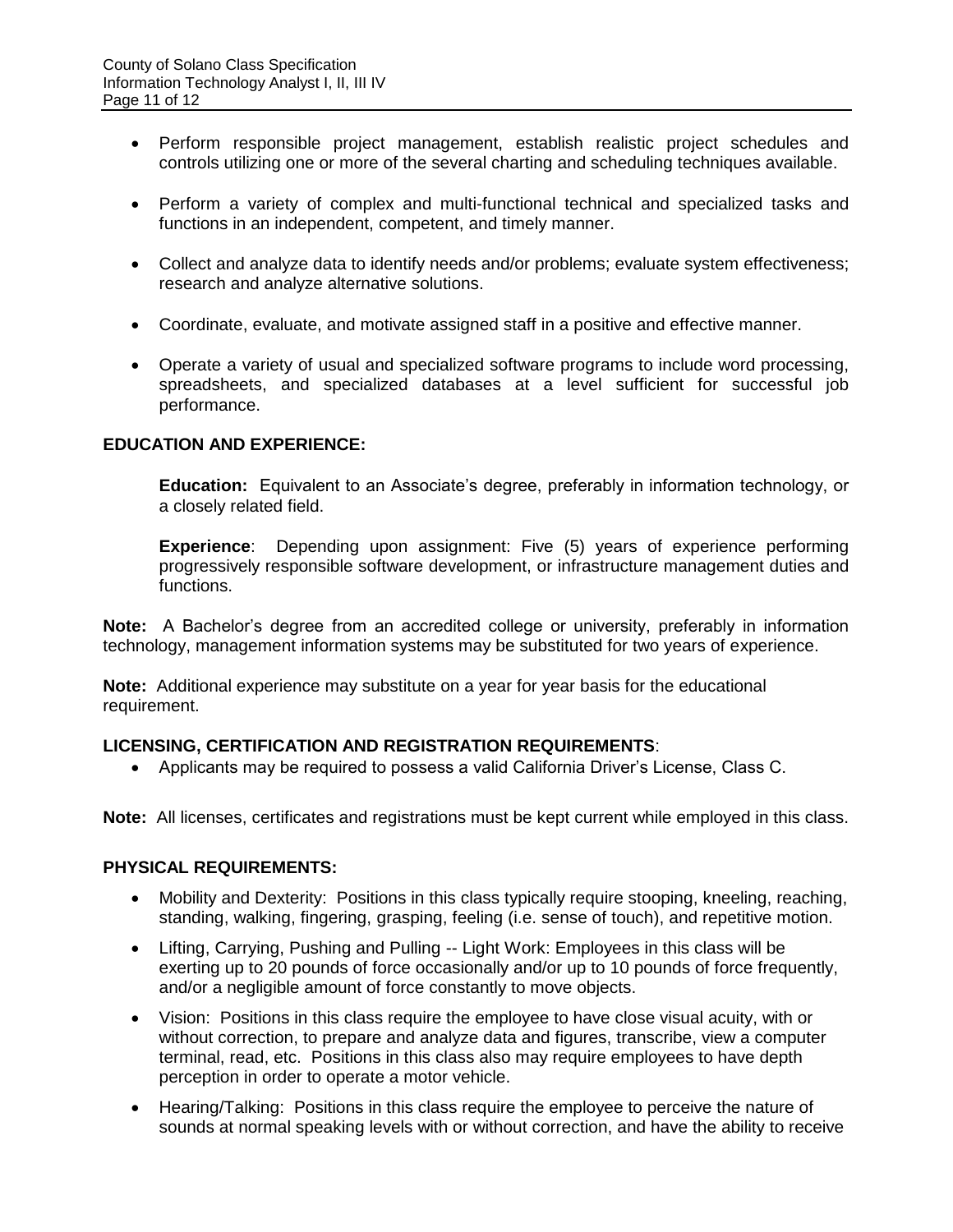- Perform responsible project management, establish realistic project schedules and controls utilizing one or more of the several charting and scheduling techniques available.
- Perform a variety of complex and multi-functional technical and specialized tasks and functions in an independent, competent, and timely manner.
- Collect and analyze data to identify needs and/or problems; evaluate system effectiveness; research and analyze alternative solutions.
- Coordinate, evaluate, and motivate assigned staff in a positive and effective manner.
- Operate a variety of usual and specialized software programs to include word processing, spreadsheets, and specialized databases at a level sufficient for successful job performance.

**EDUCATION AND EXPERIENCE:**

**Education:** Equivalent to an Associate's degree, preferably in information technology, or a closely related field.

**Experience**: Depending upon assignment: Five (5) years of experience performing progressively responsible software development, or infrastructure management duties and functions.

**Note:** A Bachelor's degree from an accredited college or university, preferably in information technology, management information systems may be substituted for two years of experience.

**Note:** Additional experience may substitute on a year for year basis for the educational requirement.

**LICENSING, CERTIFICATION AND REGISTRATION REQUIREMENTS**:

- Applicants may be required to possess a valid California Driver's License, Class C.

**Note:** All licenses, certificates and registrations must be kept current while employed in this class.

**PHYSICAL REQUIREMENTS:**

- Mobility and Dexterity: Positions in this class typically require stooping, kneeling, reaching, standing, walking, fingering, grasping, feeling (i.e. sense of touch), and repetitive motion.
- Lifting, Carrying, Pushing and Pulling -- Light Work: Employees in this class will be exerting up to 20 pounds of force occasionally and/or up to 10 pounds of force frequently, and/or a negligible amount of force constantly to move objects.
- Vision: Positions in this class require the employee to have close visual acuity, with or without correction, to prepare and analyze data and figures, transcribe, view a computer terminal, read, etc. Positions in this class also may require employees to have depth perception in order to operate a motor vehicle.
- Hearing/Talking: Positions in this class require the employee to perceive the nature of sounds at normal speaking levels with or without correction, and have the ability to receive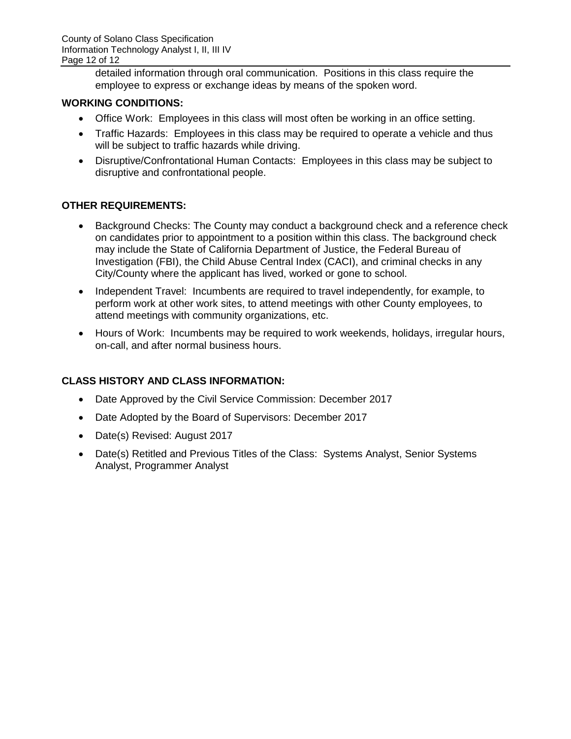detailed information through oral communication. Positions in this class require the employee to express or exchange ideas by means of the spoken word.

**WORKING CONDITIONS:**

- Office Work: Employees in this class will most often be working in an office setting.
- Traffic Hazards: Employees in this class may be required to operate a vehicle and thus will be subject to traffic hazards while driving.
- Disruptive/Confrontational Human Contacts: Employees in this class may be subject to disruptive and confrontational people.

**OTHER REQUIREMENTS:**

- Background Checks: The County may conduct a background check and a reference check on candidates prior to appointment to a position within this class. The background check may include the State of California Department of Justice, the Federal Bureau of Investigation (FBI), the Child Abuse Central Index (CACI), and criminal checks in any City/County where the applicant has lived, worked or gone to school.
- Independent Travel: Incumbents are required to travel independently, for example, to perform work at other work sites, to attend meetings with other County employees, to attend meetings with community organizations, etc.
- Hours of Work: Incumbents may be required to work weekends, holidays, irregular hours, on-call, and after normal business hours.

**CLASS HISTORY AND CLASS INFORMATION:**

- Date Approved by the Civil Service Commission: December 2017
- Date Adopted by the Board of Supervisors: December 2017
- Date(s) Revised: August 2017
- Date(s) Retitled and Previous Titles of the Class: Systems Analyst, Senior Systems Analyst, Programmer Analyst